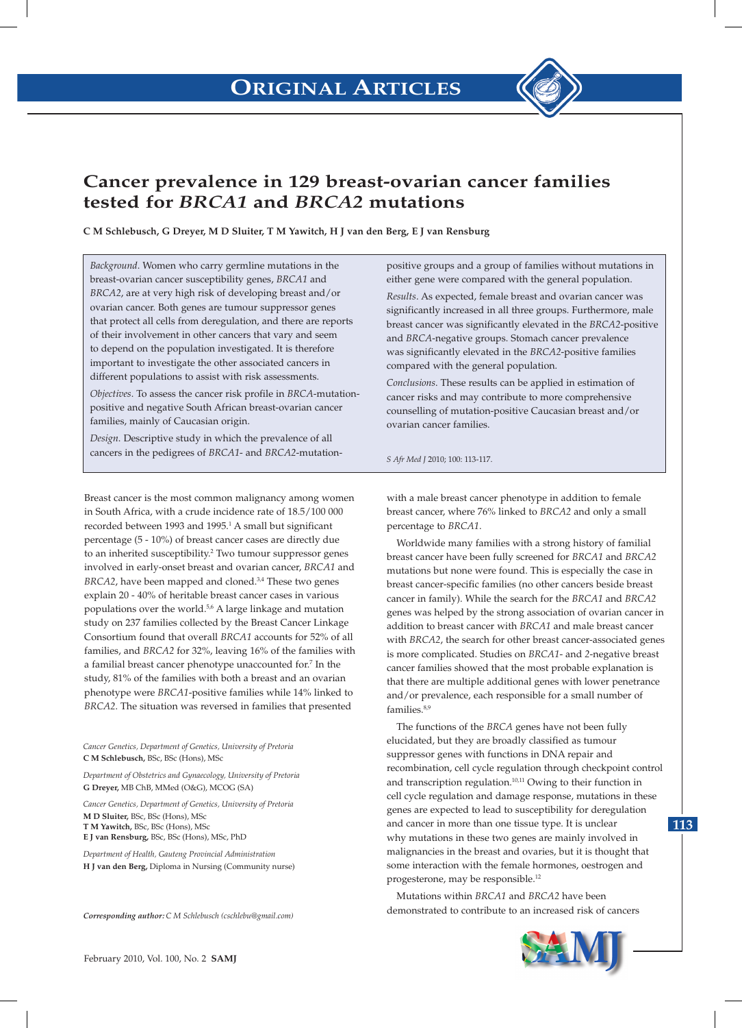# Cancer prevalence in 129 breast-ovarian cancer families tested for *BRCA1* and *BRCA2* mutations

**C M Schlebusch, G Dreyer, M D Sluiter, T M Yawitch, H J van den Berg, E J van Rensburg**

*Background.* Women who carry germline mutations in the breast-ovarian cancer susceptibility genes, *BRCA1* and *BRCA2*, are at very high risk of developing breast and/or ovarian cancer. Both genes are tumour suppressor genes that protect all cells from deregulation, and there are reports of their involvement in other cancers that vary and seem to depend on the population investigated. It is therefore important to investigate the other associated cancers in different populations to assist with risk assessments.

*Objectives.* To assess the cancer risk profile in *BRCA*-mutation-positive and negative South African breast-ovarian cancer families, mainly of Caucasian origin.

*Design.* Descriptive study in which the prevalence of all cancers in the pedigrees of *BRCA1*- and *BRCA2*-mutation-positive groups and a group of families without mutations in either gene were compared with the general population.

*Results.* As expected, female breast and ovarian cancer was significantly increased in all three groups. Furthermore, male breast cancer was significantly elevated in the *BRCA2*-positive and *BRCA*-negative groups. Stomach cancer prevalence was significantly elevated in the *BRCA2*-positive families compared with the general population.

*Conclusions.* These results can be applied in estimation of cancer risks and may contribute to more comprehensive counselling of mutation-positive Caucasian breast and/or ovarian cancer families.

*S Afr Med J* 2010; 100: 113-117.

Breast cancer is the most common malignancy among women in South Africa, with a crude incidence rate of 18.5/100 000 recorded between 1993 and 1995.[1] A small but significant percentage (5 - 10%) of breast cancer cases are directly due to an inherited susceptibility.[2] Two tumour suppressor genes involved in early-onset breast and ovarian cancer, *BRCA1* and *BRCA2*, have been mapped and cloned.[3,4] These two genes explain 20 - 40% of heritable breast cancer cases in various populations over the world.[5,6] A large linkage and mutation study on 237 families collected by the Breast Cancer Linkage Consortium found that overall *BRCA1* accounts for 52% of all families, and *BRCA2* for 32%, leaving 16% of the families with a familial breast cancer phenotype unaccounted for.[7] In the study, 81% of the families with both a breast and an ovarian phenotype were *BRCA1*-positive families while 14% linked to *BRCA2*. The situation was reversed in families that presented with a male breast cancer phenotype in addition to female breast cancer, where 76% linked to *BRCA2* and only a small percentage to *BRCA1*.

Worldwide many families with a strong history of familial breast cancer have been fully screened for *BRCA1* and *BRCA2* mutations but none were found. This is especially the case in breast cancer-specific families (no other cancers beside breast cancer in family). While the search for the *BRCA1* and *BRCA2* genes was helped by the strong association of ovarian cancer in addition to breast cancer with *BRCA1* and male breast cancer with *BRCA2*, the search for other breast cancer-associated genes is more complicated. Studies on *BRCA1*- and *2*-negative breast cancer families showed that the most probable explanation is that there are multiple additional genes with lower penetrance and/or prevalence, each responsible for a small number of families.[8,9]

The functions of the *BRCA* genes have not been fully elucidated, but they are broadly classified as tumour suppressor genes with functions in DNA repair and recombination, cell cycle regulation through checkpoint control and transcription regulation.[10,11] Owing to their function in cell cycle regulation and damage response, mutations in these genes are expected to lead to susceptibility for deregulation and cancer in more than one tissue type. It is unclear why mutations in these two genes are mainly involved in malignancies in the breast and ovaries, but it is thought that some interaction with the female hormones, oestrogen and progesterone, may be responsible.[12]

Mutations within *BRCA1* and *BRCA2* have been demonstrated to contribute to an increased risk of cancers

---

*Cancer Genetics, Department of Genetics, University of Pretoria*
**C M Schlebusch,** BSc, BSc (Hons), MSc

*Department of Obstetrics and Gynaecology, University of Pretoria*
**G Dreyer,** MB ChB, MMed (O&G), MCOG (SA)

*Cancer Genetics, Department of Genetics, University of Pretoria*
**M D Sluiter,** BSc, BSc (Hons), MSc
**T M Yawitch,** BSc, BSc (Hons), MSc
**E J van Rensburg,** BSc, BSc (Hons), MSc, PhD

*Department of Health, Gauteng Provincial Administration*
**H J van den Berg,** Diploma in Nursing (Community nurse)

***Corresponding author:*** *C M Schlebusch (cschlebu@gmail.com)*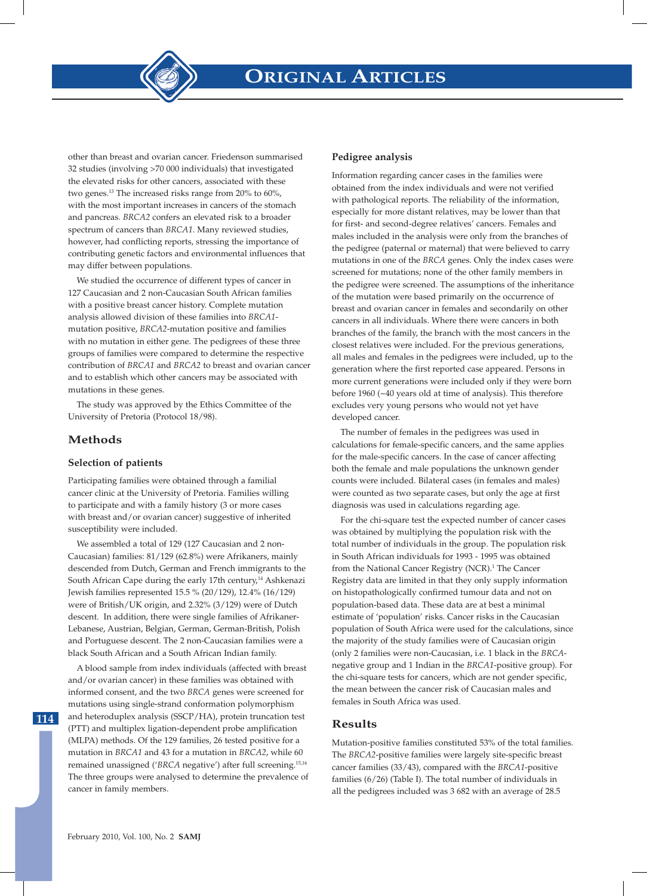other than breast and ovarian cancer. Friedenson summarised 32 studies (involving >70 000 individuals) that investigated the elevated risks for other cancers, associated with these two genes.[13] The increased risks range from 20% to 60%, with the most important increases in cancers of the stomach and pancreas. *BRCA2* confers an elevated risk to a broader spectrum of cancers than *BRCA1*. Many reviewed studies, however, had conflicting reports, stressing the importance of contributing genetic factors and environmental influences that may differ between populations.

We studied the occurrence of different types of cancer in 127 Caucasian and 2 non-Caucasian South African families with a positive breast cancer history. Complete mutation analysis allowed division of these families into *BRCA1*-mutation positive, *BRCA2*-mutation positive and families with no mutation in either gene. The pedigrees of these three groups of families were compared to determine the respective contribution of *BRCA1* and *BRCA2* to breast and ovarian cancer and to establish which other cancers may be associated with mutations in these genes.

The study was approved by the Ethics Committee of the University of Pretoria (Protocol 18/98).

## Methods

### Selection of patients

Participating families were obtained through a familial cancer clinic at the University of Pretoria. Families willing to participate and with a family history (3 or more cases with breast and/or ovarian cancer) suggestive of inherited susceptibility were included.

We assembled a total of 129 (127 Caucasian and 2 non-Caucasian) families: 81/129 (62.8%) were Afrikaners, mainly descended from Dutch, German and French immigrants to the South African Cape during the early 17th century,[14] Ashkenazi Jewish families represented 15.5 % (20/129), 12.4% (16/129) were of British/UK origin, and 2.32% (3/129) were of Dutch descent. In addition, there were single families of Afrikaner-Lebanese, Austrian, Belgian, German, German-British, Polish and Portuguese descent. The 2 non-Caucasian families were a black South African and a South African Indian family.

A blood sample from index individuals (affected with breast and/or ovarian cancer) in these families was obtained with informed consent, and the two *BRCA* genes were screened for mutations using single-strand conformation polymorphism and heteroduplex analysis (SSCP/HA), protein truncation test (PTT) and multiplex ligation-dependent probe amplification (MLPA) methods. Of the 129 families, 26 tested positive for a mutation in *BRCA1* and 43 for a mutation in *BRCA2*, while 60 remained unassigned ('*BRCA* negative') after full screening.[15,16] The three groups were analysed to determine the prevalence of cancer in family members.

### Pedigree analysis

Information regarding cancer cases in the families were obtained from the index individuals and were not verified with pathological reports. The reliability of the information, especially for more distant relatives, may be lower than that for first- and second-degree relatives' cancers. Females and males included in the analysis were only from the branches of the pedigree (paternal or maternal) that were believed to carry mutations in one of the *BRCA* genes. Only the index cases were screened for mutations; none of the other family members in the pedigree were screened. The assumptions of the inheritance of the mutation were based primarily on the occurrence of breast and ovarian cancer in females and secondarily on other cancers in all individuals. Where there were cancers in both branches of the family, the branch with the most cancers in the closest relatives were included. For the previous generations, all males and females in the pedigrees were included, up to the generation where the first reported case appeared. Persons in more current generations were included only if they were born before 1960 (~40 years old at time of analysis). This therefore excludes very young persons who would not yet have developed cancer.

The number of females in the pedigrees was used in calculations for female-specific cancers, and the same applies for the male-specific cancers. In the case of cancer affecting both the female and male populations the unknown gender counts were included. Bilateral cases (in females and males) were counted as two separate cases, but only the age at first diagnosis was used in calculations regarding age.

For the chi-square test the expected number of cancer cases was obtained by multiplying the population risk with the total number of individuals in the group. The population risk in South African individuals for 1993 - 1995 was obtained from the National Cancer Registry (NCR).[1] The Cancer Registry data are limited in that they only supply information on histopathologically confirmed tumour data and not on population-based data. These data are at best a minimal estimate of 'population' risks. Cancer risks in the Caucasian population of South Africa were used for the calculations, since the majority of the study families were of Caucasian origin (only 2 families were non-Caucasian, i.e. 1 black in the *BRCA*-negative group and 1 Indian in the *BRCA1*-positive group). For the chi-square tests for cancers, which are not gender specific, the mean between the cancer risk of Caucasian males and females in South Africa was used.

## Results

Mutation-positive families constituted 53% of the total families. The *BRCA2*-positive families were largely site-specific breast cancer families (33/43), compared with the *BRCA1*-positive families (6/26) (Table I). The total number of individuals in all the pedigrees included was 3 682 with an average of 28.5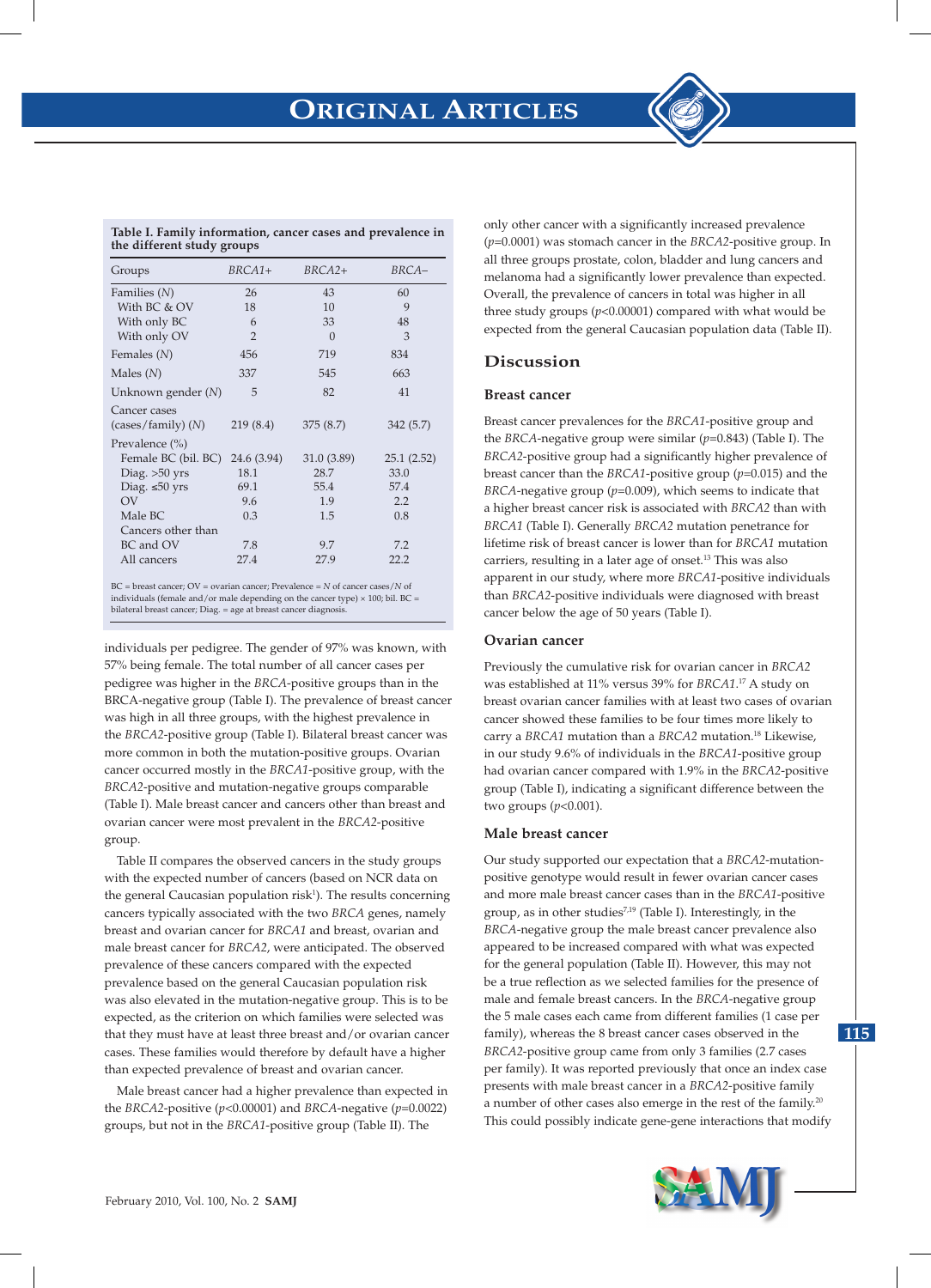**Table I. Family information, cancer cases and prevalence in the different study groups**

| Groups | *BRCA1+* | *BRCA2+* | *BRCA–* |
|---|---|---|---|
| Families (*N*) | 26 | 43 | 60 |
| With BC & OV | 18 | 10 | 9 |
| With only BC | 6 | 33 | 48 |
| With only OV | 2 | 0 | 3 |
| Females (*N*) | 456 | 719 | 834 |
| Males (*N*) | 337 | 545 | 663 |
| Unknown gender (*N*) | 5 | 82 | 41 |
| Cancer cases (cases/family) (*N*) | 219 (8.4) | 375 (8.7) | 342 (5.7) |
| Prevalence (%) | | | |
| Female BC (bil. BC) | 24.6 (3.94) | 31.0 (3.89) | 25.1 (2.52) |
| Diag. >50 yrs | 18.1 | 28.7 | 33.0 |
| Diag. ≤50 yrs | 69.1 | 55.4 | 57.4 |
| OV | 9.6 | 1.9 | 2.2 |
| Male BC | 0.3 | 1.5 | 0.8 |
| Cancers other than BC and OV | 7.8 | 9.7 | 7.2 |
| All cancers | 27.4 | 27.9 | 22.2 |

BC = breast cancer; OV = ovarian cancer; Prevalence = *N* of cancer cases/*N* of individuals (female and/or male depending on the cancer type) × 100; bil. BC = bilateral breast cancer; Diag. = age at breast cancer diagnosis.

individuals per pedigree. The gender of 97% was known, with 57% being female. The total number of all cancer cases per pedigree was higher in the *BRCA*-positive groups than in the BRCA-negative group (Table I). The prevalence of breast cancer was high in all three groups, with the highest prevalence in the *BRCA2*-positive group (Table I). Bilateral breast cancer was more common in both the mutation-positive groups. Ovarian cancer occurred mostly in the *BRCA1*-positive group, with the *BRCA2*-positive and mutation-negative groups comparable (Table I). Male breast cancer and cancers other than breast and ovarian cancer were most prevalent in the *BRCA2*-positive group.

Table II compares the observed cancers in the study groups with the expected number of cancers (based on NCR data on the general Caucasian population risk[1]). The results concerning cancers typically associated with the two *BRCA* genes, namely breast and ovarian cancer for *BRCA1* and breast, ovarian and male breast cancer for *BRCA2*, were anticipated. The observed prevalence of these cancers compared with the expected prevalence based on the general Caucasian population risk was also elevated in the mutation-negative group. This is to be expected, as the criterion on which families were selected was that they must have at least three breast and/or ovarian cancer cases. These families would therefore by default have a higher than expected prevalence of breast and ovarian cancer.

Male breast cancer had a higher prevalence than expected in the *BRCA2*-positive ($p<0.00001$) and *BRCA*-negative ($p=0.0022$) groups, but not in the *BRCA1*-positive group (Table II). The only other cancer with a significantly increased prevalence ($p=0.0001$) was stomach cancer in the *BRCA2*-positive group. In all three groups prostate, colon, bladder and lung cancers and melanoma had a significantly lower prevalence than expected. Overall, the prevalence of cancers in total was higher in all three study groups ($p<0.00001$) compared with what would be expected from the general Caucasian population data (Table II).

## Discussion

### Breast cancer

Breast cancer prevalences for the *BRCA1*-positive group and the *BRCA*-negative group were similar ($p=0.843$) (Table I). The *BRCA2*-positive group had a significantly higher prevalence of breast cancer than the *BRCA1*-positive group ($p=0.015$) and the *BRCA*-negative group ($p=0.009$), which seems to indicate that a higher breast cancer risk is associated with *BRCA2* than with *BRCA1* (Table I). Generally *BRCA2* mutation penetrance for lifetime risk of breast cancer is lower than for *BRCA1* mutation carriers, resulting in a later age of onset.[13] This was also apparent in our study, where more *BRCA1*-positive individuals than *BRCA2*-positive individuals were diagnosed with breast cancer below the age of 50 years (Table I).

### Ovarian cancer

Previously the cumulative risk for ovarian cancer in *BRCA2* was established at 11% versus 39% for *BRCA1*.[17] A study on breast ovarian cancer families with at least two cases of ovarian cancer showed these families to be four times more likely to carry a *BRCA1* mutation than a *BRCA2* mutation.[18] Likewise, in our study 9.6% of individuals in the *BRCA1*-positive group had ovarian cancer compared with 1.9% in the *BRCA2*-positive group (Table I), indicating a significant difference between the two groups ($p<0.001$).

### Male breast cancer

Our study supported our expectation that a *BRCA2*-mutation-positive genotype would result in fewer ovarian cancer cases and more male breast cancer cases than in the *BRCA1*-positive group, as in other studies[7,19] (Table I). Interestingly, in the *BRCA*-negative group the male breast cancer prevalence also appeared to be increased compared with what was expected for the general population (Table II). However, this may not be a true reflection as we selected families for the presence of male and female breast cancers. In the *BRCA*-negative group the 5 male cases each came from different families (1 case per family), whereas the 8 breast cancer cases observed in the *BRCA2*-positive group came from only 3 families (2.7 cases per family). It was reported previously that once an index case presents with male breast cancer in a *BRCA2*-positive family a number of other cases also emerge in the rest of the family.[20] This could possibly indicate gene-gene interactions that modify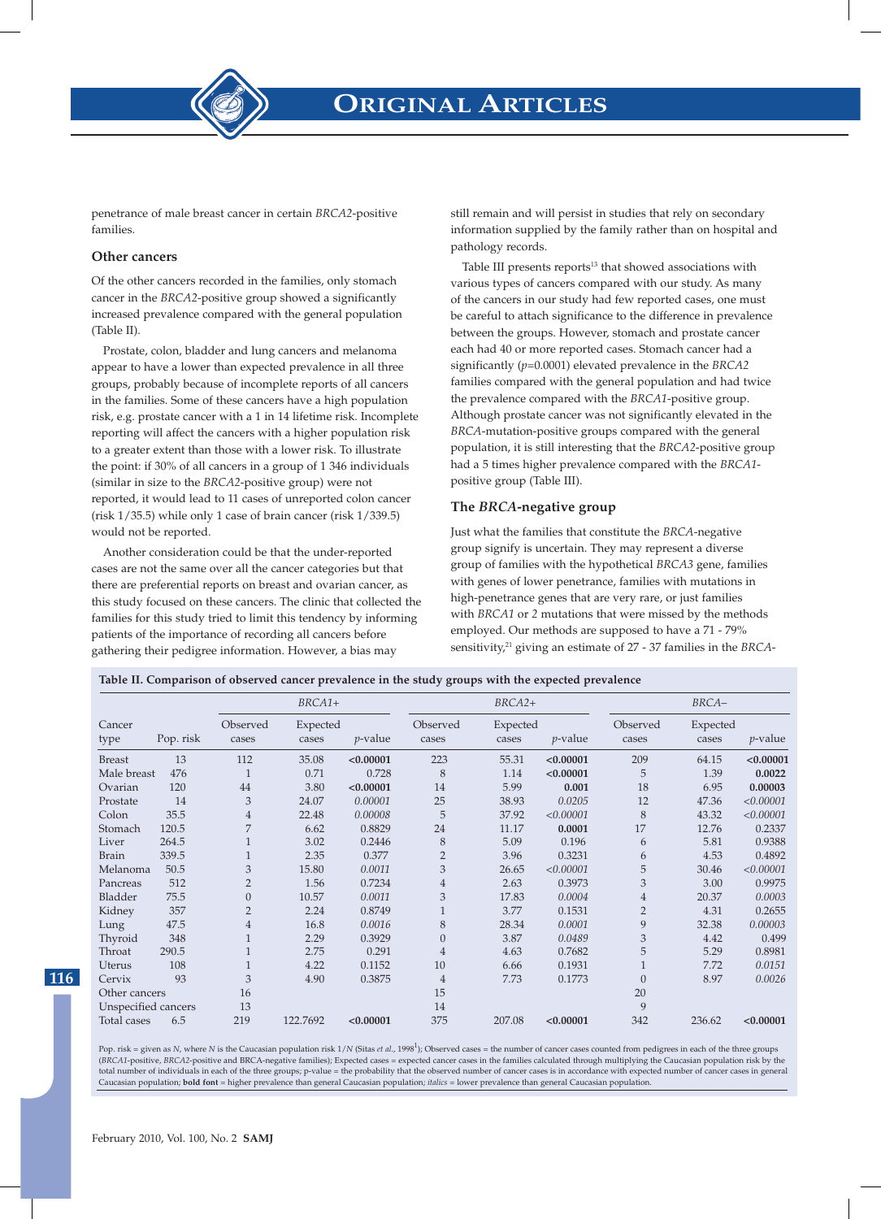penetrance of male breast cancer in certain *BRCA2*-positive families.

### Other cancers

Of the other cancers recorded in the families, only stomach cancer in the *BRCA2*-positive group showed a significantly increased prevalence compared with the general population (Table II).

Prostate, colon, bladder and lung cancers and melanoma appear to have a lower than expected prevalence in all three groups, probably because of incomplete reports of all cancers in the families. Some of these cancers have a high population risk, e.g. prostate cancer with a 1 in 14 lifetime risk. Incomplete reporting will affect the cancers with a higher population risk to a greater extent than those with a lower risk. To illustrate the point: if 30% of all cancers in a group of 1 346 individuals (similar in size to the *BRCA2*-positive group) were not reported, it would lead to 11 cases of unreported colon cancer (risk 1/35.5) while only 1 case of brain cancer (risk 1/339.5) would not be reported.

Another consideration could be that the under-reported cases are not the same over all the cancer categories but that there are preferential reports on breast and ovarian cancer, as this study focused on these cancers. The clinic that collected the families for this study tried to limit this tendency by informing patients of the importance of recording all cancers before gathering their pedigree information. However, a bias may still remain and will persist in studies that rely on secondary information supplied by the family rather than on hospital and pathology records.

Table III presents reports[13] that showed associations with various types of cancers compared with our study. As many of the cancers in our study had few reported cases, one must be careful to attach significance to the difference in prevalence between the groups. However, stomach and prostate cancer each had 40 or more reported cases. Stomach cancer had a significantly ($p$=0.0001) elevated prevalence in the *BRCA2* families compared with the general population and had twice the prevalence compared with the *BRCA1*-positive group. Although prostate cancer was not significantly elevated in the *BRCA*-mutation-positive groups compared with the general population, it is still interesting that the *BRCA2*-positive group had a 5 times higher prevalence compared with the *BRCA1*-positive group (Table III).

### The *BRCA*-negative group

Just what the families that constitute the *BRCA*-negative group signify is uncertain. They may represent a diverse group of families with the hypothetical *BRCA3* gene, families with genes of lower penetrance, families with mutations in high-penetrance genes that are very rare, or just families with *BRCA1* or *2* mutations that were missed by the methods employed. Our methods are supposed to have a 71 - 79% sensitivity,[21] giving an estimate of 27 - 37 families in the *BRCA*-

**Table II. Comparison of observed cancer prevalence in the study groups with the expected prevalence**

| | | *BRCA1+* | | | *BRCA2+* | | | *BRCA–* | | |
|---|---|---|---|---|---|---|---|---|---|---|
| Cancer type | Pop. risk | Observed cases | Expected cases | *p*-value | Observed cases | Expected cases | *p*-value | Observed cases | Expected cases | *p*-value |
| Breast | 13 | 112 | 35.08 | **<0.00001** | 223 | 55.31 | **<0.00001** | 209 | 64.15 | **<0.00001** |
| Male breast | 476 | 1 | 0.71 | 0.728 | 8 | 1.14 | **<0.00001** | 5 | 1.39 | **0.0022** |
| Ovarian | 120 | 44 | 3.80 | **<0.00001** | 14 | 5.99 | **0.001** | 18 | 6.95 | **0.00003** |
| Prostate | 14 | 3 | 24.07 | *0.00001* | 25 | 38.93 | *0.0205* | 12 | 47.36 | *<0.00001* |
| Colon | 35.5 | 4 | 22.48 | *0.00008* | 5 | 37.92 | *<0.00001* | 8 | 43.32 | *<0.00001* |
| Stomach | 120.5 | 7 | 6.62 | 0.8829 | 24 | 11.17 | **0.0001** | 17 | 12.76 | 0.2337 |
| Liver | 264.5 | 1 | 3.02 | 0.2446 | 8 | 5.09 | 0.196 | 6 | 5.81 | 0.9388 |
| Brain | 339.5 | 1 | 2.35 | 0.377 | 2 | 3.96 | 0.3231 | 6 | 4.53 | 0.4892 |
| Melanoma | 50.5 | 3 | 15.80 | *0.0011* | 3 | 26.65 | *<0.00001* | 5 | 30.46 | *<0.00001* |
| Pancreas | 512 | 2 | 1.56 | 0.7234 | 4 | 2.63 | 0.3973 | 3 | 3.00 | 0.9975 |
| Bladder | 75.5 | 0 | 10.57 | *0.0011* | 3 | 17.83 | *0.0004* | 4 | 20.37 | *0.0003* |
| Kidney | 357 | 2 | 2.24 | 0.8749 | 1 | 3.77 | 0.1531 | 2 | 4.31 | 0.2655 |
| Lung | 47.5 | 4 | 16.8 | *0.0016* | 8 | 28.34 | *0.0001* | 9 | 32.38 | *0.00003* |
| Thyroid | 348 | 1 | 2.29 | 0.3929 | 0 | 3.87 | *0.0489* | 3 | 4.42 | 0.499 |
| Throat | 290.5 | 1 | 2.75 | 0.291 | 4 | 4.63 | 0.7682 | 5 | 5.29 | 0.8981 |
| Uterus | 108 | 1 | 4.22 | 0.1152 | 10 | 6.66 | 0.1931 | 1 | 7.72 | *0.0151* |
| Cervix | 93 | 3 | 4.90 | 0.3875 | 4 | 7.73 | 0.1773 | 0 | 8.97 | *0.0026* |
| Other cancers | | 16 | | | 15 | | | 20 | | |
| Unspecified cancers | | 13 | | | 14 | | | 9 | | |
| Total cases | 6.5 | 219 | 122.7692 | **<0.00001** | 375 | 207.08 | **<0.00001** | 342 | 236.62 | **<0.00001** |

Pop. risk = given as *N*, where *N* is the Caucasian population risk 1/*N* (Sitas *et al.*, 1998[1]); Observed cases = the number of cancer cases counted from pedigrees in each of the three groups (*BRCA1*-positive, *BRCA2*-positive and BRCA-negative families); Expected cases = expected cancer cases in the families calculated through multiplying the Caucasian population risk by the total number of individuals in each of the three groups; p-value = the probability that the observed number of cancer cases is in accordance with expected number of cancer cases in general Caucasian population; **bold font** = higher prevalence than general Caucasian population; *italics* = lower prevalence than general Caucasian population.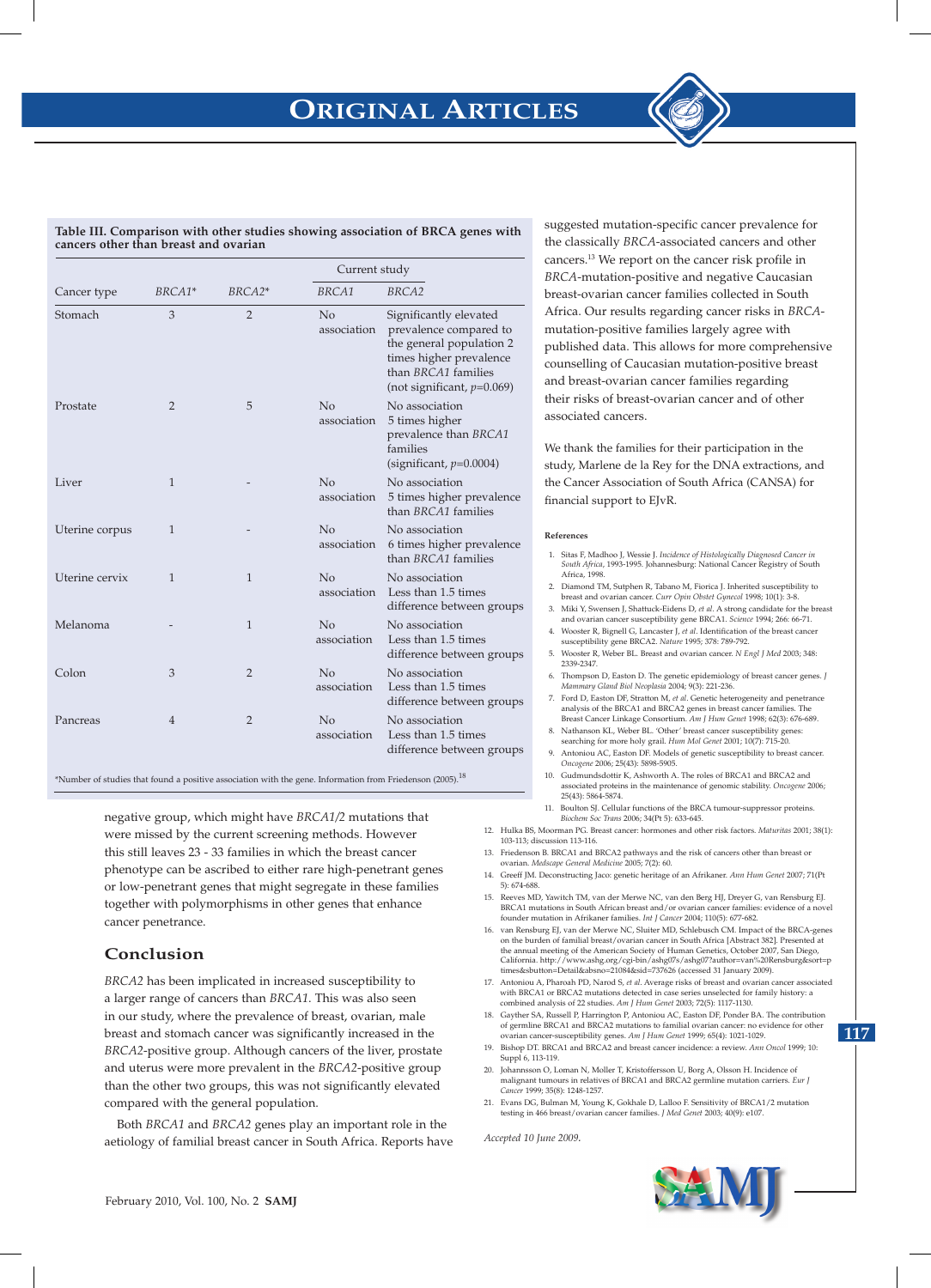**Table III. Comparison with other studies showing association of BRCA genes with cancers other than breast and ovarian**

| | | | Current study | |
|---|---|---|---|---|
| Cancer type | *BRCA1** | *BRCA2** | *BRCA1* | *BRCA2* |
| Stomach | 3 | 2 | No association | Significantly elevated prevalence compared to the general population 2 times higher prevalence than *BRCA1* families (not significant, $p$=0.069) |
| Prostate | 2 | 5 | No association | No association 5 times higher prevalence than *BRCA1* families (significant, $p$=0.0004) |
| Liver | 1 | - | No association | No association 5 times higher prevalence than *BRCA1* families |
| Uterine corpus | 1 | - | No association | No association 6 times higher prevalence than *BRCA1* families |
| Uterine cervix | 1 | 1 | No association | No association Less than 1.5 times difference between groups |
| Melanoma | - | 1 | No association | No association Less than 1.5 times difference between groups |
| Colon | 3 | 2 | No association | No association Less than 1.5 times difference between groups |
| Pancreas | 4 | 2 | No association | No association Less than 1.5 times difference between groups |

*Number of studies that found a positive association with the gene. Information from Friedenson (2005).[18]

negative group, which might have *BRCA1/2* mutations that were missed by the current screening methods. However this still leaves 23 - 33 families in which the breast cancer phenotype can be ascribed to either rare high-penetrant genes or low-penetrant genes that might segregate in these families together with polymorphisms in other genes that enhance cancer penetrance.

## Conclusion

*BRCA2* has been implicated in increased susceptibility to a larger range of cancers than *BRCA1*. This was also seen in our study, where the prevalence of breast, ovarian, male breast and stomach cancer was significantly increased in the *BRCA2*-positive group. Although cancers of the liver, prostate and uterus were more prevalent in the *BRCA2*-positive group than the other two groups, this was not significantly elevated compared with the general population.

Both *BRCA1* and *BRCA2* genes play an important role in the aetiology of familial breast cancer in South Africa. Reports have suggested mutation-specific cancer prevalence for the classically *BRCA*-associated cancers and other cancers.[13] We report on the cancer risk profile in *BRCA*-mutation-positive and negative Caucasian breast-ovarian cancer families collected in South Africa. Our results regarding cancer risks in *BRCA*-mutation-positive families largely agree with published data. This allows for more comprehensive counselling of Caucasian mutation-positive breast and breast-ovarian cancer families regarding their risks of breast-ovarian cancer and of other associated cancers.

We thank the families for their participation in the study, Marlene de la Rey for the DNA extractions, and the Cancer Association of South Africa (CANSA) for financial support to EJvR.

### References

1. Sitas F, Madhoo J, Wessie J. *Incidence of Histologically Diagnosed Cancer in South Africa*, 1993-1995. Johannesburg: National Cancer Registry of South Africa, 1998.
2. Diamond TM, Sutphen R, Tabano M, Fiorica J. Inherited susceptibility to breast and ovarian cancer. *Curr Opin Obstet Gynecol* 1998; 10(1): 3-8.
3. Miki Y, Swensen J, Shattuck-Eidens D, *et al*. A strong candidate for the breast and ovarian cancer susceptibility gene BRCA1. *Science* 1994; 266: 66-71.
4. Wooster R, Bignell G, Lancaster J, *et al*. Identification of the breast cancer susceptibility gene BRCA2. *Nature* 1995; 378: 789-792.
5. Wooster R, Weber BL. Breast and ovarian cancer. *N Engl J Med* 2003; 348: 2339-2347.
6. Thompson D, Easton D. The genetic epidemiology of breast cancer genes. *J Mammary Gland Biol Neoplasia* 2004; 9(3): 221-236.
7. Ford D, Easton DF, Stratton M, *et al*. Genetic heterogeneity and penetrance analysis of the BRCA1 and BRCA2 genes in breast cancer families. The Breast Cancer Linkage Consortium. *Am J Hum Genet* 1998; 62(3): 676-689.
8. Nathanson KL, Weber BL. 'Other' breast cancer susceptibility genes: searching for more holy grail. *Hum Mol Genet* 2001; 10(7): 715-20.
9. Antoniou AC, Easton DF. Models of genetic susceptibility to breast cancer. *Oncogene* 2006; 25(43): 5898-5905.
10. Gudmundsdottir K, Ashworth A. The roles of BRCA1 and BRCA2 and associated proteins in the maintenance of genomic stability. *Oncogene* 2006; 25(43): 5864-5874.
11. Boulton SJ. Cellular functions of the BRCA tumour-suppressor proteins. *Biochem Soc Trans* 2006; 34(Pt 5): 633-645.
12. Hulka BS, Moorman PG. Breast cancer: hormones and other risk factors. *Maturitas* 2001; 38(1): 103-113; discussion 113-116.
13. Friedenson B. BRCA1 and BRCA2 pathways and the risk of cancers other than breast or ovarian. *Medscape General Medicine* 2005; 7(2): 60.
14. Greeff JM. Deconstructing Jaco: genetic heritage of an Afrikaner. *Ann Hum Genet* 2007; 71(Pt 5): 674-688.
15. Reeves MD, Yawitch TM, van der Merwe NC, van den Berg HJ, Dreyer G, van Rensburg EJ. BRCA1 mutations in South African breast and/or ovarian cancer families: evidence of a novel founder mutation in Afrikaner families. *Int J Cancer* 2004; 110(5): 677-682.
16. van Rensburg EJ, van der Merwe NC, Sluiter MD, Schlebusch CM. Impact of the BRCA-genes on the burden of familial breast/ovarian cancer in South Africa [Abstract 382]. Presented at the annual meeting of the American Society of Human Genetics, October 2007, San Diego, California. http://www.ashg.org/cgi-bin/ashg07s/ashg07?author=van%20Rensburg&sort=ptimes&sbutton=Detail&absno=21084&sid=737626 (accessed 31 January 2009).
17. Antoniou A, Pharoah PD, Narod S, *et al*. Average risks of breast and ovarian cancer associated with BRCA1 or BRCA2 mutations detected in case series unselected for family history: a combined analysis of 22 studies. *Am J Hum Genet* 2003; 72(5): 1117-1130.
18. Gayther SA, Russell P, Harrington P, Antoniou AC, Easton DF, Ponder BA. The contribution of germline BRCA1 and BRCA2 mutations to familial ovarian cancer: no evidence for other ovarian cancer-susceptibility genes. *Am J Hum Genet* 1999; 65(4): 1021-1029.
19. Bishop DT. BRCA1 and BRCA2 and breast cancer incidence: a review. *Ann Oncol* 1999; 10: Suppl 6, 113-119.
20. Johannsson O, Loman N, Moller T, Kristoffersson U, Borg A, Olsson H. Incidence of malignant tumours in relatives of BRCA1 and BRCA2 germline mutation carriers. *Eur J Cancer* 1999; 35(8): 1248-1257.
21. Evans DG, Bulman M, Young K, Gokhale D, Lalloo F. Sensitivity of BRCA1/2 mutation testing in 466 breast/ovarian cancer families. *J Med Genet* 2003; 40(9): e107.

*Accepted 10 June 2009.*